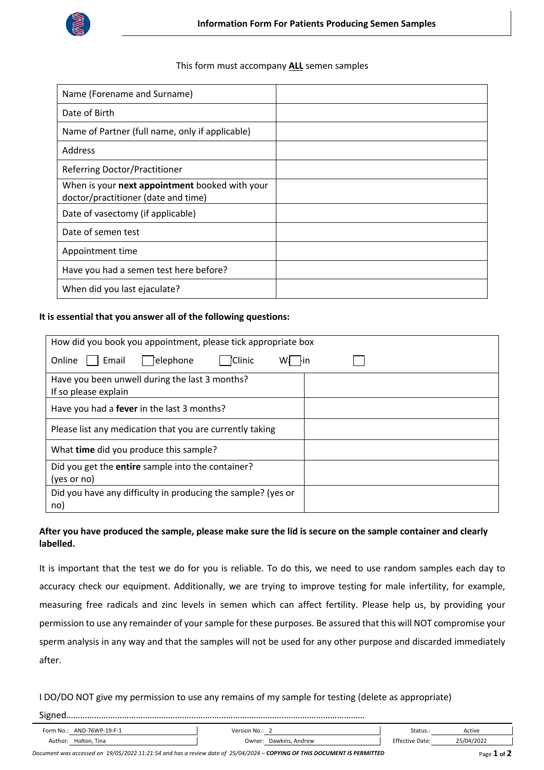# Information Form For Patients Producing Semen Samples

This form must accompany **ALL** semen samples

| | |
|---|---|
| Name (Forename and Surname) | |
| Date of Birth | |
| Name of Partner (full name, only if applicable) | |
| Address | |
| Referring Doctor/Practitioner | |
| When is your **next appointment** booked with your doctor/practitioner (date and time) | |
| Date of vasectomy (if applicable) | |
| Date of semen test | |
| Appointment time | |
| Have you had a semen test here before? | |
| When did you last ejaculate? | |

**It is essential that you answer all of the following questions:**

| | |
|---|---|
| How did you book you appointment, please tick appropriate box<br>Online ☐ Email ☐ Telephone ☐ Clinic ☐ Walk-in ☐ | |
| Have you been unwell during the last 3 months? If so please explain | |
| Have you had a **fever** in the last 3 months? | |
| Please list any medication that you are currently taking | |
| What **time** did you produce this sample? | |
| Did you get the **entire** sample into the container? (yes or no) | |
| Did you have any difficulty in producing the sample? (yes or no) | |

**After you have produced the sample, please make sure the lid is secure on the sample container and clearly labelled.**

It is important that the test we do for you is reliable. To do this, we need to use random samples each day to accuracy check our equipment. Additionally, we are trying to improve testing for male infertility, for example, measuring free radicals and zinc levels in semen which can affect fertility. Please help us, by providing your permission to use any remainder of your sample for these purposes. Be assured that this will NOT compromise your sperm analysis in any way and that the samples will not be used for any other purpose and discarded immediately after.

I DO/DO NOT give my permission to use any remains of my sample for testing (delete as appropriate)

Signed……………………………………………………………………………………………………………

| | | |
|---|---|---|
| Form No.: AND-76WP-19-F-1 | Version No.: 2 | Status.: Active |
| Author: Holton, Tina | Owner: Dawkins, Andrew | Effective Date: 25/04/2022 |

*Document was accessed on 19/05/2022 11:21:54 and has a review date of 25/04/2024 – **COPYING OF THIS DOCUMENT IS PERMITTED***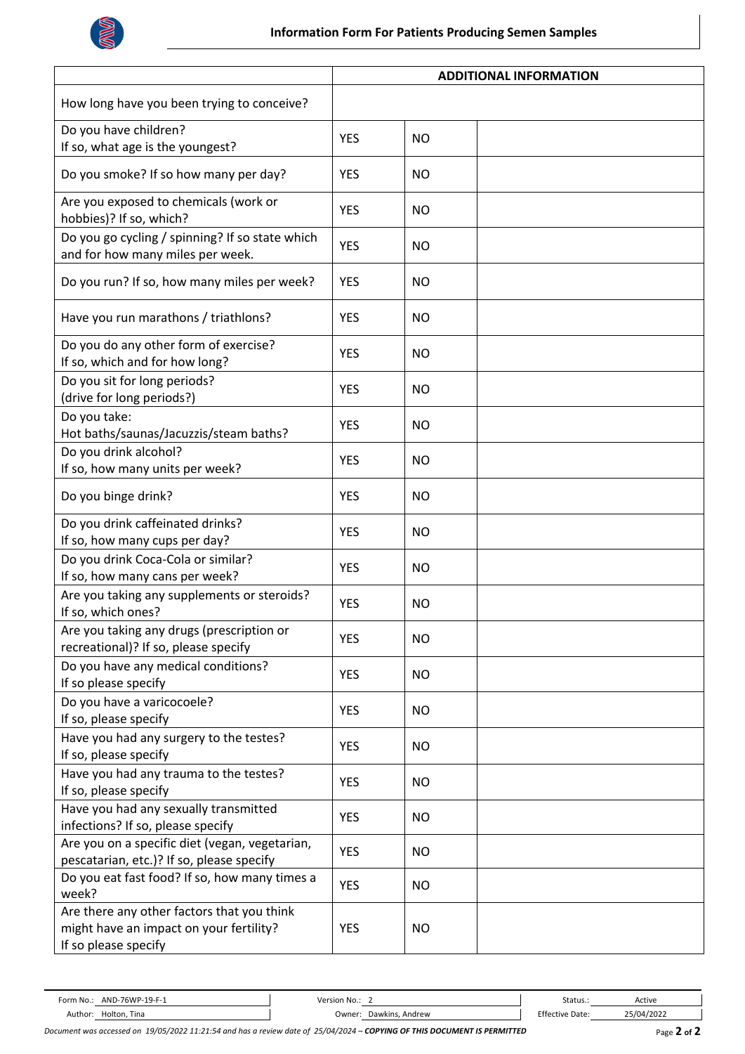| | ADDITIONAL INFORMATION | | |
|---|---|---|---|
| How long have you been trying to conceive? | | | |
| Do you have children?<br>If so, what age is the youngest? | YES | NO | |
| Do you smoke? If so how many per day? | YES | NO | |
| Are you exposed to chemicals (work or hobbies)? If so, which? | YES | NO | |
| Do you go cycling / spinning? If so state which and for how many miles per week. | YES | NO | |
| Do you run? If so, how many miles per week? | YES | NO | |
| Have you run marathons / triathlons? | YES | NO | |
| Do you do any other form of exercise?<br>If so, which and for how long? | YES | NO | |
| Do you sit for long periods?<br>(drive for long periods?) | YES | NO | |
| Do you take:<br>Hot baths/saunas/Jacuzzis/steam baths? | YES | NO | |
| Do you drink alcohol?<br>If so, how many units per week? | YES | NO | |
| Do you binge drink? | YES | NO | |
| Do you drink caffeinated drinks?<br>If so, how many cups per day? | YES | NO | |
| Do you drink Coca-Cola or similar?<br>If so, how many cans per week? | YES | NO | |
| Are you taking any supplements or steroids?<br>If so, which ones? | YES | NO | |
| Are you taking any drugs (prescription or recreational)? If so, please specify | YES | NO | |
| Do you have any medical conditions?<br>If so please specify | YES | NO | |
| Do you have a varicocoele?<br>If so, please specify | YES | NO | |
| Have you had any surgery to the testes?<br>If so, please specify | YES | NO | |
| Have you had any trauma to the testes?<br>If so, please specify | YES | NO | |
| Have you had any sexually transmitted infections? If so, please specify | YES | NO | |
| Are you on a specific diet (vegan, vegetarian, pescatarian, etc.)? If so, please specify | YES | NO | |
| Do you eat fast food? If so, how many times a week? | YES | NO | |
| Are there any other factors that you think might have an impact on your fertility?<br>If so please specify | YES | NO | |